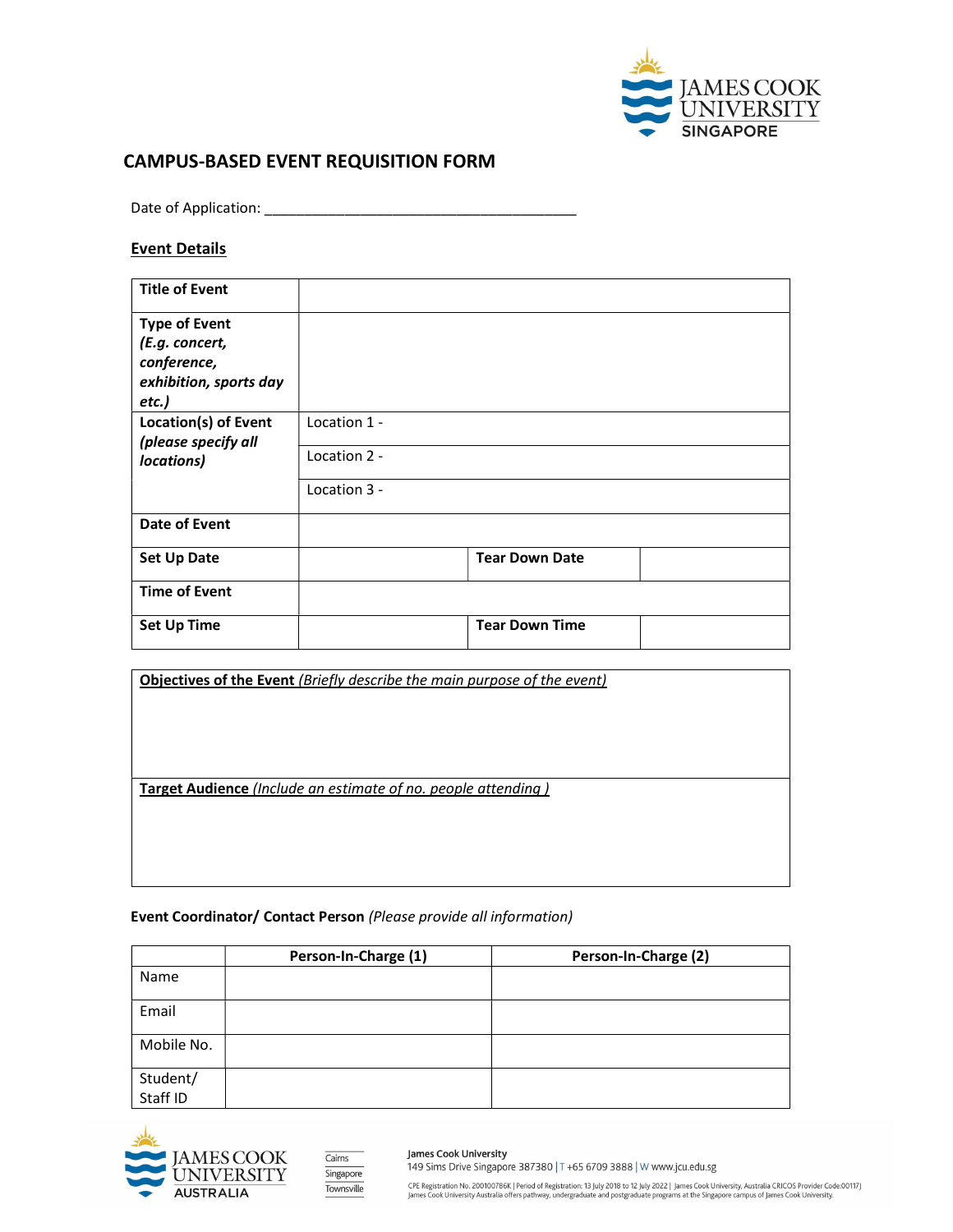# CAMPUS-BASED EVENT REQUISITION FORM

Date of Application: ________________________________________

## Event Details

| | | | |
|---|---|---|---|
| **Title of Event** | | | |
| **Type of Event** ***(E.g. concert, conference, exhibition, sports day etc.)*** | | | |
| **Location(s) of Event** ***(please specify all locations)*** | Location 1 - | | |
| | Location 2 - | | |
| | Location 3 - | | |
| **Date of Event** | | | |
| **Set Up Date** | | **Tear Down Date** | |
| **Time of Event** | | | |
| **Set Up Time** | | **Tear Down Time** | |

| |
|---|
| **Objectives of the Event** *(Briefly describe the main purpose of the event)* |
| **Target Audience** *(Include an estimate of no. people attending )* |

**Event Coordinator/ Contact Person** *(Please provide all information)*

| | Person-In-Charge (1) | Person-In-Charge (2) |
|---|---|---|
| Name | | |
| Email | | |
| Mobile No. | | |
| Student/ Staff ID | | |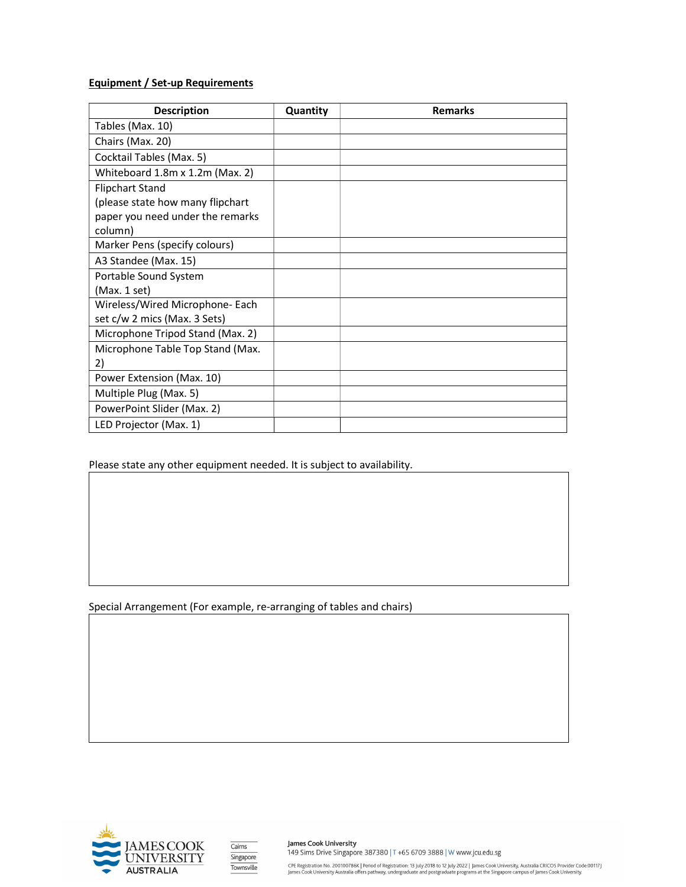**Equipment / Set-up Requirements**

| Description | Quantity | Remarks |
| --- | --- | --- |
| Tables (Max. 10) | | |
| Chairs (Max. 20) | | |
| Cocktail Tables (Max. 5) | | |
| Whiteboard 1.8m x 1.2m (Max. 2) | | |
| Flipchart Stand (please state how many flipchart paper you need under the remarks column) | | |
| Marker Pens (specify colours) | | |
| A3 Standee (Max. 15) | | |
| Portable Sound System (Max. 1 set) | | |
| Wireless/Wired Microphone- Each set c/w 2 mics (Max. 3 Sets) | | |
| Microphone Tripod Stand (Max. 2) | | |
| Microphone Table Top Stand (Max. 2) | | |
| Power Extension (Max. 10) | | |
| Multiple Plug (Max. 5) | | |
| PowerPoint Slider (Max. 2) | | |
| LED Projector (Max. 1) | | |

Please state any other equipment needed. It is subject to availability.

Special Arrangement (For example, re-arranging of tables and chairs)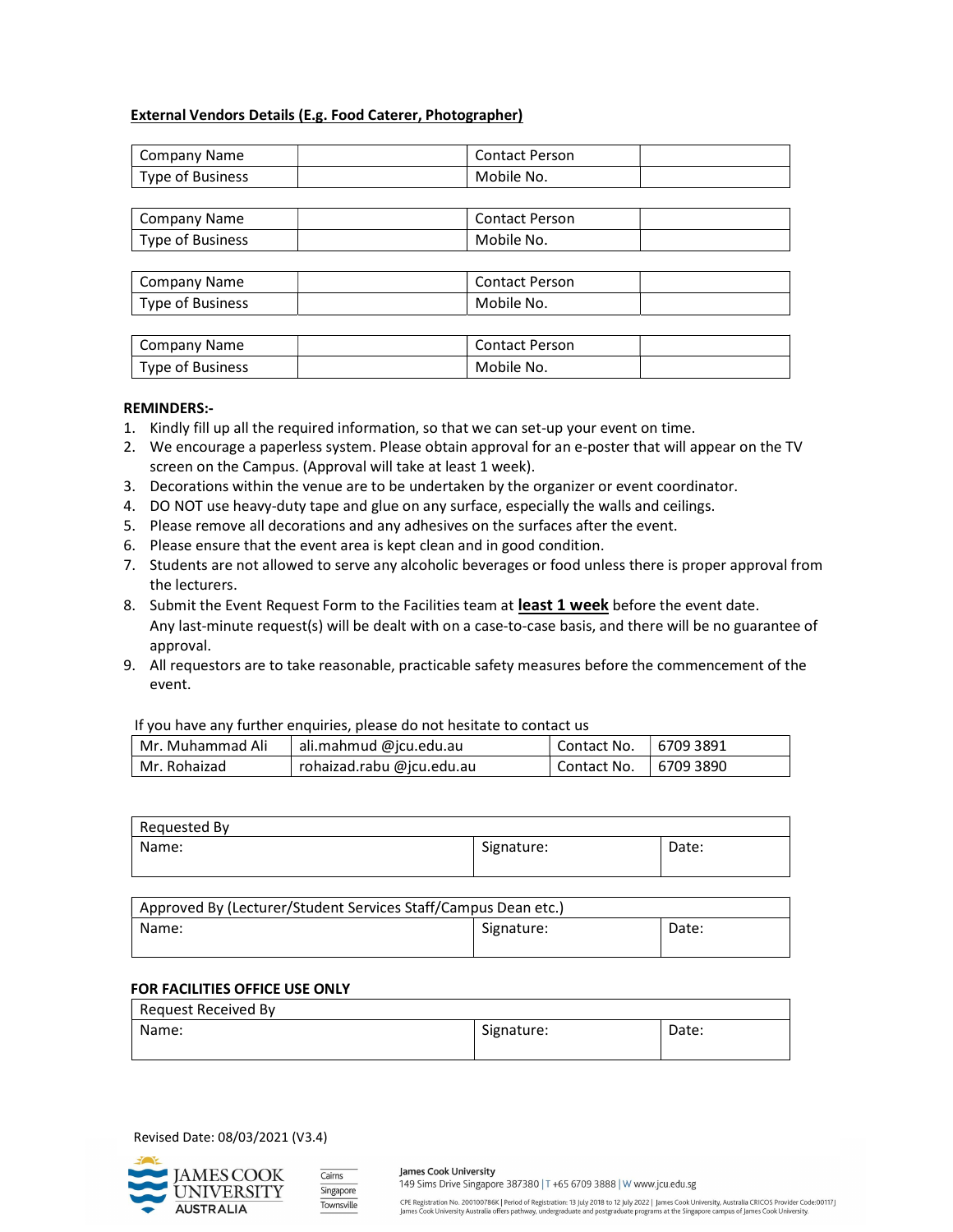**External Vendors Details (E.g. Food Caterer, Photographer)**

| | | | |
|---|---|---|---|
| Company Name | | Contact Person | |
| Type of Business | | Mobile No. | |

| | | | |
|---|---|---|---|
| Company Name | | Contact Person | |
| Type of Business | | Mobile No. | |

| | | | |
|---|---|---|---|
| Company Name | | Contact Person | |
| Type of Business | | Mobile No. | |

| | | | |
|---|---|---|---|
| Company Name | | Contact Person | |
| Type of Business | | Mobile No. | |

**REMINDERS:-**

1. Kindly fill up all the required information, so that we can set-up your event on time.
2. We encourage a paperless system. Please obtain approval for an e-poster that will appear on the TV screen on the Campus. (Approval will take at least 1 week).
3. Decorations within the venue are to be undertaken by the organizer or event coordinator.
4. DO NOT use heavy-duty tape and glue on any surface, especially the walls and ceilings.
5. Please remove all decorations and any adhesives on the surfaces after the event.
6. Please ensure that the event area is kept clean and in good condition.
7. Students are not allowed to serve any alcoholic beverages or food unless there is proper approval from the lecturers.
8. Submit the Event Request Form to the Facilities team at **least 1 week** before the event date. Any last-minute request(s) will be dealt with on a case-to-case basis, and there will be no guarantee of approval.
9. All requestors are to take reasonable, practicable safety measures before the commencement of the event.

If you have any further enquiries, please do not hesitate to contact us

| | | | |
|---|---|---|---|
| Mr. Muhammad Ali | ali.mahmud @jcu.edu.au | Contact No. | 6709 3891 |
| Mr. Rohaizad | rohaizad.rabu @jcu.edu.au | Contact No. | 6709 3890 |

| Requested By | | |
|---|---|---|
| Name: | Signature: | Date: |

| Approved By (Lecturer/Student Services Staff/Campus Dean etc.) | | |
|---|---|---|
| Name: | Signature: | Date: |

**FOR FACILITIES OFFICE USE ONLY**

| Request Received By | | |
|---|---|---|
| Name: | Signature: | Date: |

Revised Date: 08/03/2021 (V3.4)

JAMES COOK UNIVERSITY AUSTRALIA

Cairns
Singapore
Townsville

James Cook University
149 Sims Drive Singapore 387380 | T +65 6709 3888 | W www.jcu.edu.sg

CPE Registration No. 200100786K | Period of Registration: 13 July 2018 to 12 July 2022 | James Cook University, Australia CRICOS Provider Code:00117J
James Cook University Australia offers pathway, undergraduate and postgraduate programs at the Singapore campus of James Cook University.